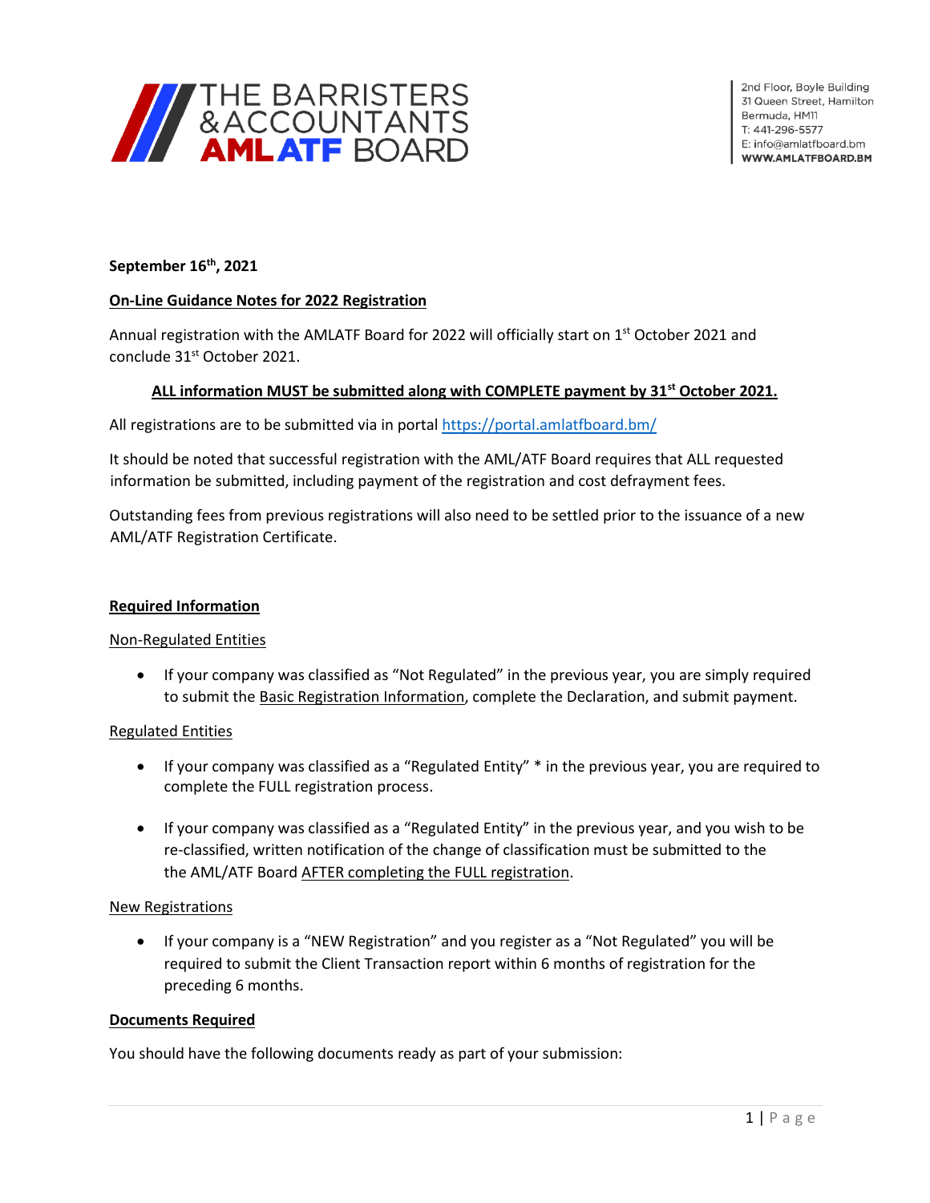THE BARRISTERS & ACCOUNTANTS **AML ATF** BOARD

2nd Floor, Boyle Building
31 Queen Street, Hamilton
Bermuda, HM11
T: 441-296-5577
E: info@amlatfboard.bm
**WWW.AMLATFBOARD.BM**

**September 16th, 2021**

**On-Line Guidance Notes for 2022 Registration**

Annual registration with the AMLATF Board for 2022 will officially start on 1st October 2021 and conclude 31st October 2021.

**ALL information MUST be submitted along with COMPLETE payment by 31st October 2021.**

All registrations are to be submitted via in portal https://portal.amlatfboard.bm/

It should be noted that successful registration with the AML/ATF Board requires that ALL requested information be submitted, including payment of the registration and cost defrayment fees.

Outstanding fees from previous registrations will also need to be settled prior to the issuance of a new AML/ATF Registration Certificate.

## Required Information

Non-Regulated Entities

- If your company was classified as "Not Regulated" in the previous year, you are simply required to submit the Basic Registration Information, complete the Declaration, and submit payment.

Regulated Entities

- If your company was classified as a "Regulated Entity" * in the previous year, you are required to complete the FULL registration process.
- If your company was classified as a "Regulated Entity" in the previous year, and you wish to be re-classified, written notification of the change of classification must be submitted to the the AML/ATF Board AFTER completing the FULL registration.

New Registrations

- If your company is a "NEW Registration" and you register as a "Not Regulated" you will be required to submit the Client Transaction report within 6 months of registration for the preceding 6 months.

## Documents Required

You should have the following documents ready as part of your submission: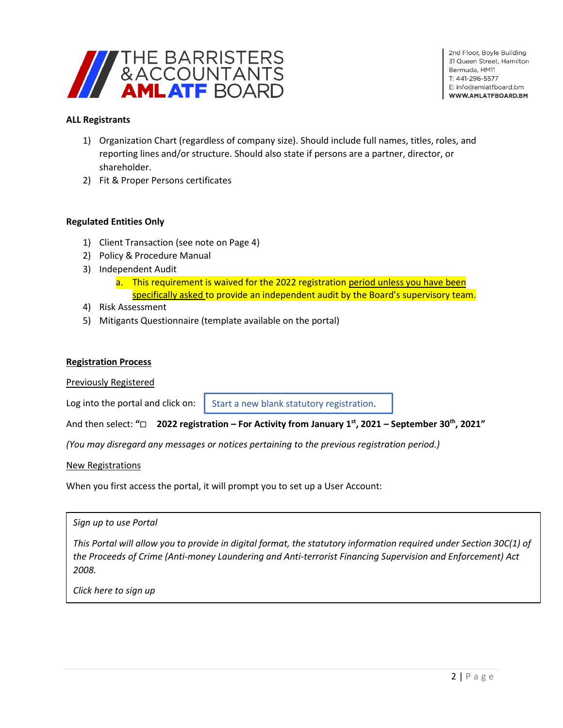**ALL Registrants**

1) Organization Chart (regardless of company size). Should include full names, titles, roles, and reporting lines and/or structure. Should also state if persons are a partner, director, or shareholder.
2) Fit & Proper Persons certificates

**Regulated Entities Only**

1) Client Transaction (see note on Page 4)
2) Policy & Procedure Manual
3) Independent Audit
   a. This requirement is waived for the 2022 registration period unless you have been specifically asked to provide an independent audit by the Board's supervisory team.
4) Risk Assessment
5) Mitigants Questionnaire (template available on the portal)

**Registration Process**

Previously Registered

Log into the portal and click on: Start a new blank statutory registration.

And then select: **"☐ 2022 registration – For Activity from January 1st, 2021 – September 30th, 2021"**

*(You may disregard any messages or notices pertaining to the previous registration period.)*

New Registrations

When you first access the portal, it will prompt you to set up a User Account:

> *Sign up to use Portal*
>
> *This Portal will allow you to provide in digital format, the statutory information required under Section 30C(1) of the Proceeds of Crime (Anti-money Laundering and Anti-terrorist Financing Supervision and Enforcement) Act 2008.*
>
> *Click here to sign up*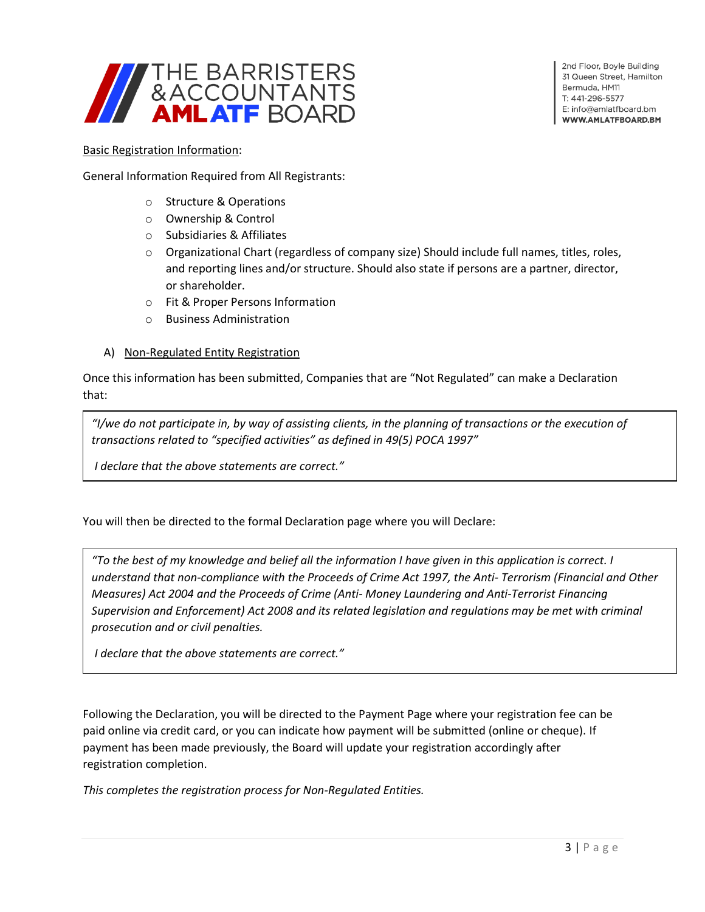Basic Registration Information:

General Information Required from All Registrants:

- Structure & Operations
- Ownership & Control
- Subsidiaries & Affiliates
- Organizational Chart (regardless of company size) Should include full names, titles, roles, and reporting lines and/or structure. Should also state if persons are a partner, director, or shareholder.
- Fit & Proper Persons Information
- Business Administration

A) Non-Regulated Entity Registration

Once this information has been submitted, Companies that are "Not Regulated" can make a Declaration that:

> *"I/we do not participate in, by way of assisting clients, in the planning of transactions or the execution of transactions related to "specified activities" as defined in 49(5) POCA 1997"*
>
> *I declare that the above statements are correct."*

You will then be directed to the formal Declaration page where you will Declare:

> *"To the best of my knowledge and belief all the information I have given in this application is correct. I understand that non-compliance with the Proceeds of Crime Act 1997, the Anti- Terrorism (Financial and Other Measures) Act 2004 and the Proceeds of Crime (Anti- Money Laundering and Anti-Terrorist Financing Supervision and Enforcement) Act 2008 and its related legislation and regulations may be met with criminal prosecution and or civil penalties.*
>
> *I declare that the above statements are correct."*

Following the Declaration, you will be directed to the Payment Page where your registration fee can be paid online via credit card, or you can indicate how payment will be submitted (online or cheque). If payment has been made previously, the Board will update your registration accordingly after registration completion.

*This completes the registration process for Non-Regulated Entities.*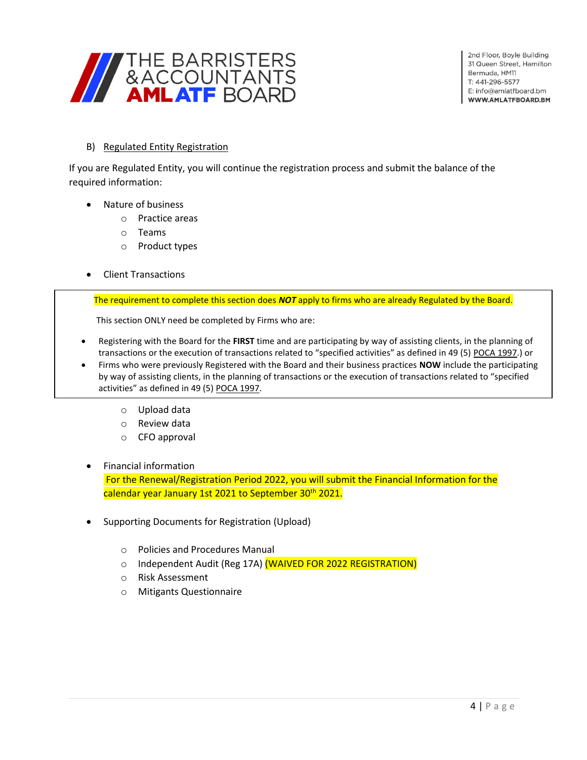B) Regulated Entity Registration

If you are Regulated Entity, you will continue the registration process and submit the balance of the required information:

- Nature of business
  - Practice areas
  - Teams
  - Product types

- Client Transactions

> The requirement to complete this section does ***NOT*** apply to firms who are already Regulated by the Board.
>
> This section ONLY need be completed by Firms who are:
>
> - Registering with the Board for the **FIRST** time and are participating by way of assisting clients, in the planning of transactions or the execution of transactions related to "specified activities" as defined in 49 (5) POCA 1997.) or
> - Firms who were previously Registered with the Board and their business practices **NOW** include the participating by way of assisting clients, in the planning of transactions or the execution of transactions related to "specified activities" as defined in 49 (5) POCA 1997.

  - Upload data
  - Review data
  - CFO approval

- Financial information
  For the Renewal/Registration Period 2022, you will submit the Financial Information for the calendar year January 1st 2021 to September 30th 2021.

- Supporting Documents for Registration (Upload)
  - Policies and Procedures Manual
  - Independent Audit (Reg 17A) (WAIVED FOR 2022 REGISTRATION)
  - Risk Assessment
  - Mitigants Questionnaire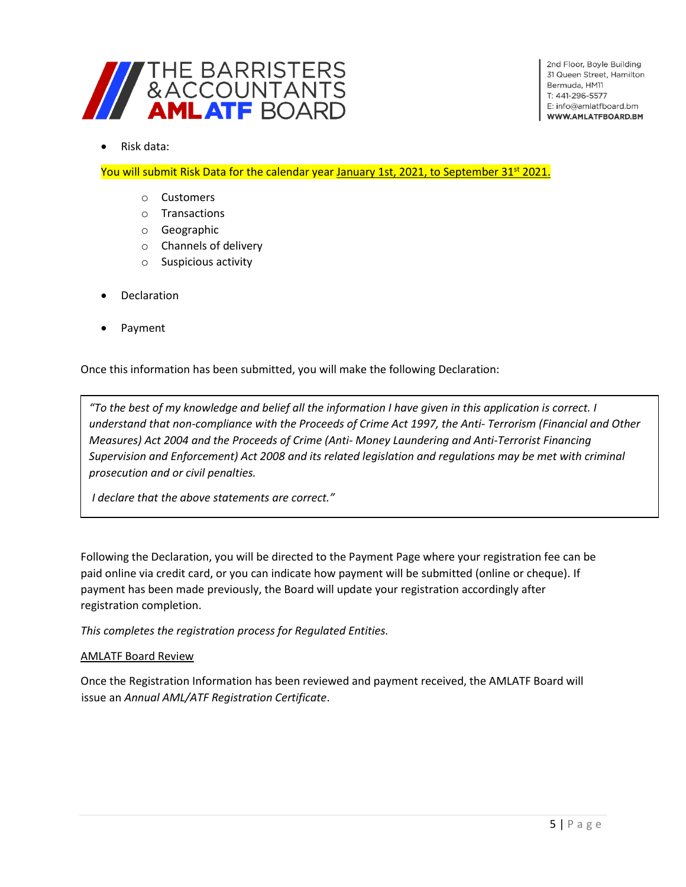- Risk data:

You will submit Risk Data for the calendar year January 1st, 2021, to September 31st 2021.

  - Customers
  - Transactions
  - Geographic
  - Channels of delivery
  - Suspicious activity

- Declaration

- Payment

Once this information has been submitted, you will make the following Declaration:

> *"To the best of my knowledge and belief all the information I have given in this application is correct. I understand that non-compliance with the Proceeds of Crime Act 1997, the Anti- Terrorism (Financial and Other Measures) Act 2004 and the Proceeds of Crime (Anti- Money Laundering and Anti-Terrorist Financing Supervision and Enforcement) Act 2008 and its related legislation and regulations may be met with criminal prosecution and or civil penalties.*
>
> *I declare that the above statements are correct."*

Following the Declaration, you will be directed to the Payment Page where your registration fee can be paid online via credit card, or you can indicate how payment will be submitted (online or cheque). If payment has been made previously, the Board will update your registration accordingly after registration completion.

*This completes the registration process for Regulated Entities.*

AMLATF Board Review

Once the Registration Information has been reviewed and payment received, the AMLATF Board will issue an *Annual AML/ATF Registration Certificate*.